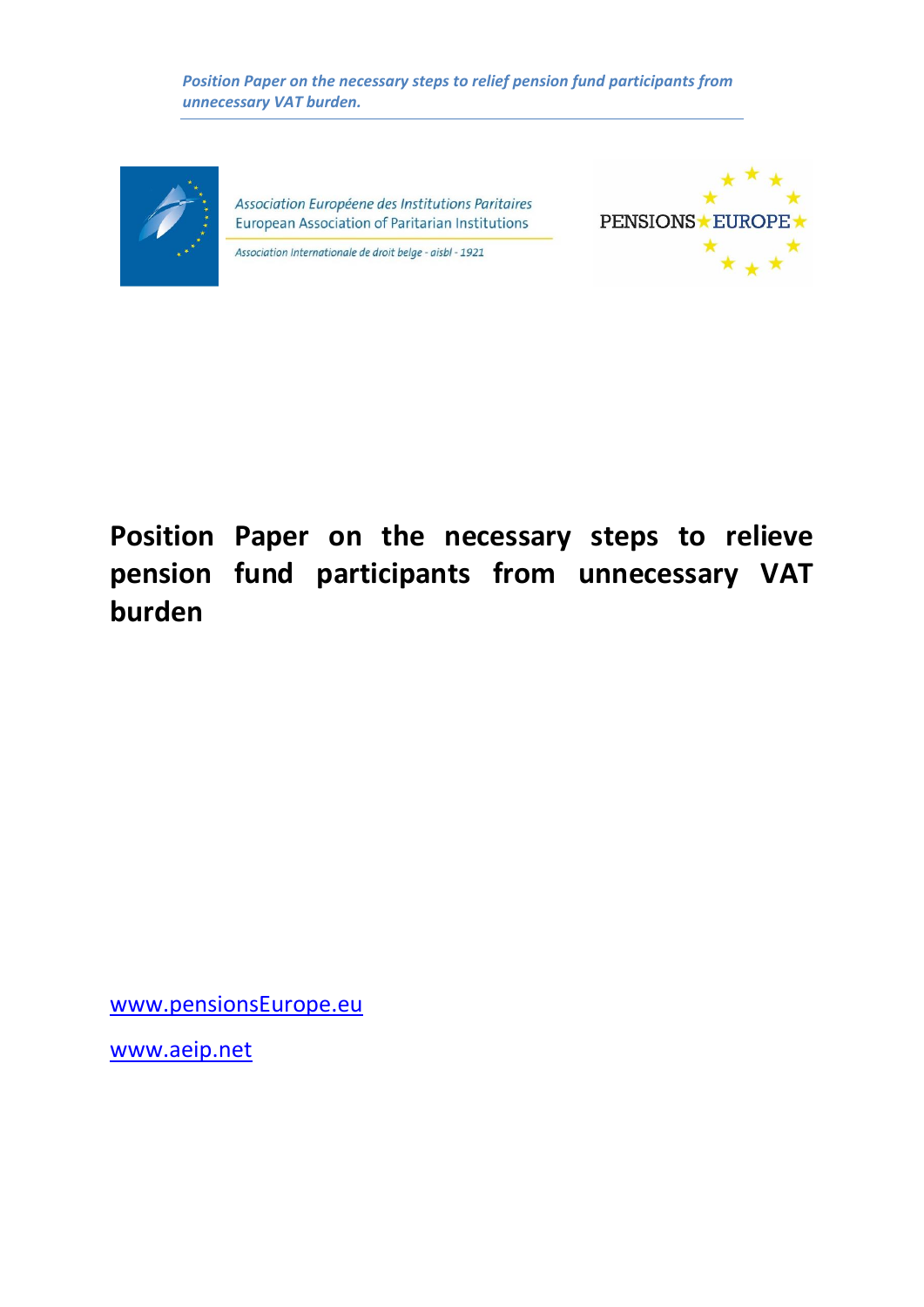*Position Paper on the necessary steps to relief pension fund participants from unnecessary VAT burden.*

Association Européene des Institutions Paritaires
European Association of Paritarian Institutions

Association Internationale de droit belge - aisbl - 1921

PENSIONS EUROPE

# Position Paper on the necessary steps to relieve pension fund participants from unnecessary VAT burden

www.pensionsEurope.eu

www.aeip.net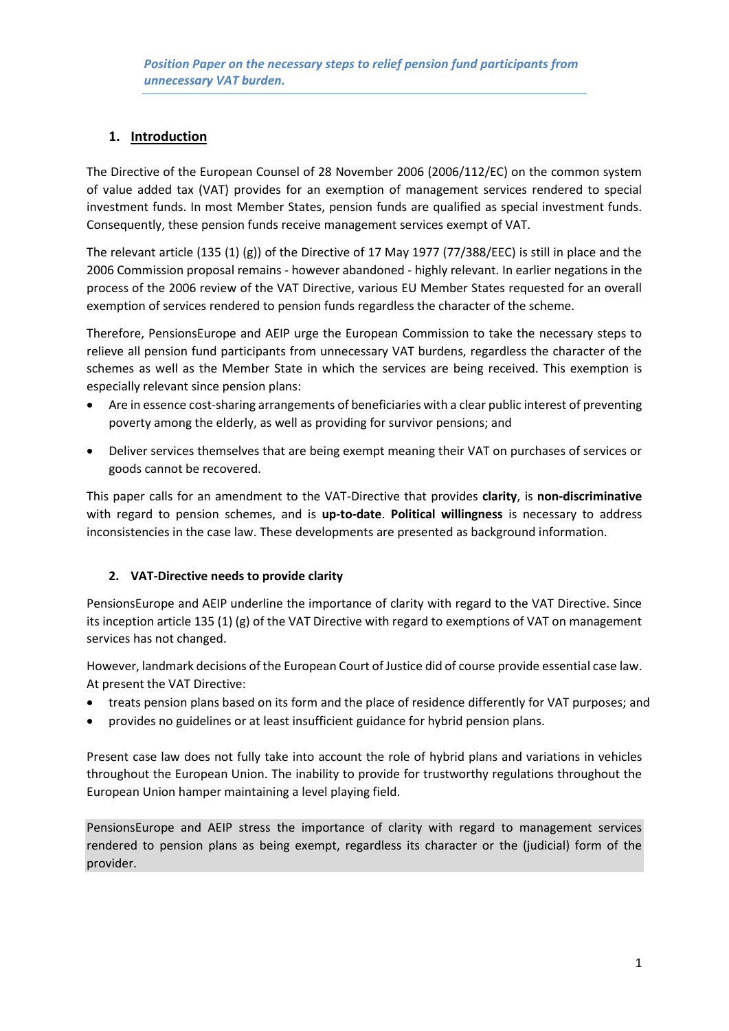*Position Paper on the necessary steps to relief pension fund participants from unnecessary VAT burden.*

## 1. Introduction

The Directive of the European Counsel of 28 November 2006 (2006/112/EC) on the common system of value added tax (VAT) provides for an exemption of management services rendered to special investment funds. In most Member States, pension funds are qualified as special investment funds. Consequently, these pension funds receive management services exempt of VAT.

The relevant article (135 (1) (g)) of the Directive of 17 May 1977 (77/388/EEC) is still in place and the 2006 Commission proposal remains - however abandoned - highly relevant. In earlier negations in the process of the 2006 review of the VAT Directive, various EU Member States requested for an overall exemption of services rendered to pension funds regardless the character of the scheme.

Therefore, PensionsEurope and AEIP urge the European Commission to take the necessary steps to relieve all pension fund participants from unnecessary VAT burdens, regardless the character of the schemes as well as the Member State in which the services are being received. This exemption is especially relevant since pension plans:

- Are in essence cost-sharing arrangements of beneficiaries with a clear public interest of preventing poverty among the elderly, as well as providing for survivor pensions; and
- Deliver services themselves that are being exempt meaning their VAT on purchases of services or goods cannot be recovered.

This paper calls for an amendment to the VAT-Directive that provides **clarity**, is **non-discriminative** with regard to pension schemes, and is **up-to-date**. **Political willingness** is necessary to address inconsistencies in the case law. These developments are presented as background information.

## 2. VAT-Directive needs to provide clarity

PensionsEurope and AEIP underline the importance of clarity with regard to the VAT Directive. Since its inception article 135 (1) (g) of the VAT Directive with regard to exemptions of VAT on management services has not changed.

However, landmark decisions of the European Court of Justice did of course provide essential case law. At present the VAT Directive:

- treats pension plans based on its form and the place of residence differently for VAT purposes; and
- provides no guidelines or at least insufficient guidance for hybrid pension plans.

Present case law does not fully take into account the role of hybrid plans and variations in vehicles throughout the European Union. The inability to provide for trustworthy regulations throughout the European Union hamper maintaining a level playing field.

PensionsEurope and AEIP stress the importance of clarity with regard to management services rendered to pension plans as being exempt, regardless its character or the (judicial) form of the provider.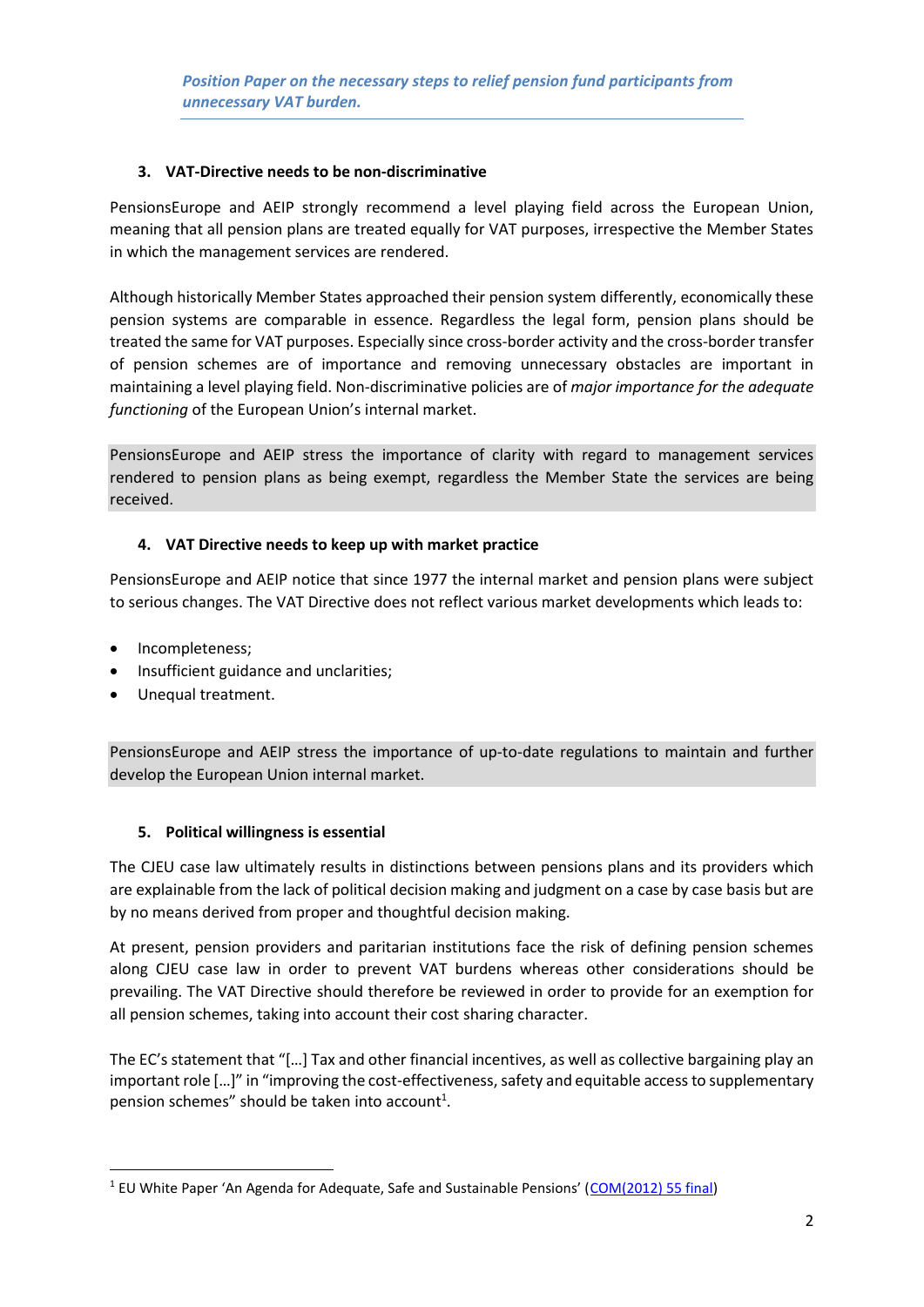### 3. VAT-Directive needs to be non-discriminative

PensionsEurope and AEIP strongly recommend a level playing field across the European Union, meaning that all pension plans are treated equally for VAT purposes, irrespective the Member States in which the management services are rendered.

Although historically Member States approached their pension system differently, economically these pension systems are comparable in essence. Regardless the legal form, pension plans should be treated the same for VAT purposes. Especially since cross-border activity and the cross-border transfer of pension schemes are of importance and removing unnecessary obstacles are important in maintaining a level playing field. Non-discriminative policies are of *major importance for the adequate functioning* of the European Union's internal market.

PensionsEurope and AEIP stress the importance of clarity with regard to management services rendered to pension plans as being exempt, regardless the Member State the services are being received.

### 4. VAT Directive needs to keep up with market practice

PensionsEurope and AEIP notice that since 1977 the internal market and pension plans were subject to serious changes. The VAT Directive does not reflect various market developments which leads to:

- Incompleteness;
- Insufficient guidance and unclarities;
- Unequal treatment.

PensionsEurope and AEIP stress the importance of up-to-date regulations to maintain and further develop the European Union internal market.

### 5. Political willingness is essential

The CJEU case law ultimately results in distinctions between pensions plans and its providers which are explainable from the lack of political decision making and judgment on a case by case basis but are by no means derived from proper and thoughtful decision making.

At present, pension providers and paritarian institutions face the risk of defining pension schemes along CJEU case law in order to prevent VAT burdens whereas other considerations should be prevailing. The VAT Directive should therefore be reviewed in order to provide for an exemption for all pension schemes, taking into account their cost sharing character.

The EC's statement that "[…] Tax and other financial incentives, as well as collective bargaining play an important role […]" in "improving the cost-effectiveness, safety and equitable access to supplementary pension schemes" should be taken into account[1].

---

[1] EU White Paper 'An Agenda for Adequate, Safe and Sustainable Pensions' (COM(2012) 55 final)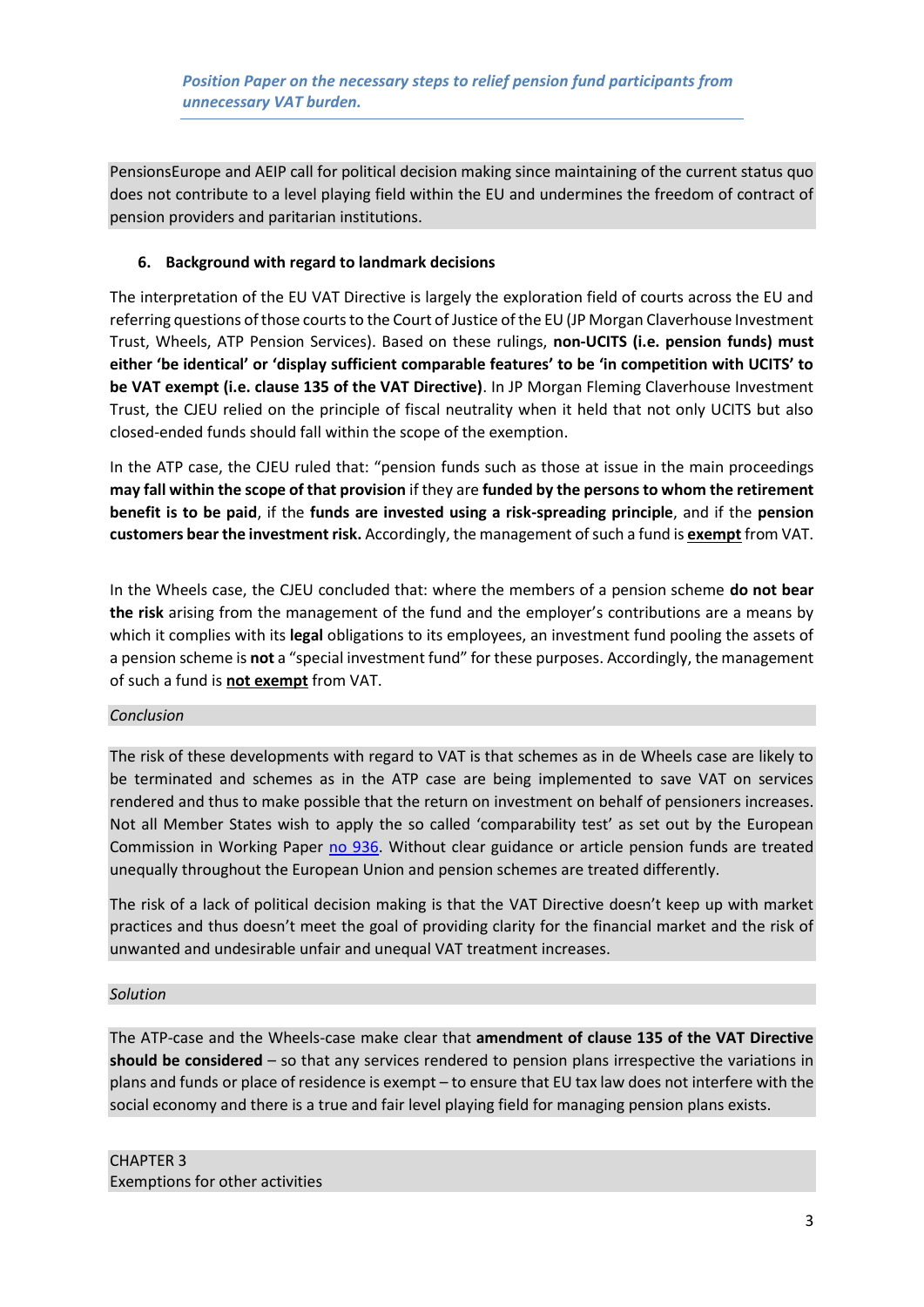PensionsEurope and AEIP call for political decision making since maintaining of the current status quo does not contribute to a level playing field within the EU and undermines the freedom of contract of pension providers and paritarian institutions.

6. **Background with regard to landmark decisions**

The interpretation of the EU VAT Directive is largely the exploration field of courts across the EU and referring questions of those courts to the Court of Justice of the EU (JP Morgan Claverhouse Investment Trust, Wheels, ATP Pension Services). Based on these rulings, **non-UCITS (i.e. pension funds) must either 'be identical' or 'display sufficient comparable features' to be 'in competition with UCITS' to be VAT exempt (i.e. clause 135 of the VAT Directive)**. In JP Morgan Fleming Claverhouse Investment Trust, the CJEU relied on the principle of fiscal neutrality when it held that not only UCITS but also closed-ended funds should fall within the scope of the exemption.

In the ATP case, the CJEU ruled that: "pension funds such as those at issue in the main proceedings **may fall within the scope of that provision** if they are **funded by the persons to whom the retirement benefit is to be paid**, if the **funds are invested using a risk-spreading principle**, and if the **pension customers bear the investment risk.** Accordingly, the management of such a fund is **exempt** from VAT.

In the Wheels case, the CJEU concluded that: where the members of a pension scheme **do not bear the risk** arising from the management of the fund and the employer's contributions are a means by which it complies with its **legal** obligations to its employees, an investment fund pooling the assets of a pension scheme is **not** a "special investment fund" for these purposes. Accordingly, the management of such a fund is **not exempt** from VAT.

*Conclusion*

The risk of these developments with regard to VAT is that schemes as in de Wheels case are likely to be terminated and schemes as in the ATP case are being implemented to save VAT on services rendered and thus to make possible that the return on investment on behalf of pensioners increases. Not all Member States wish to apply the so called 'comparability test' as set out by the European Commission in Working Paper no 936. Without clear guidance or article pension funds are treated unequally throughout the European Union and pension schemes are treated differently.

The risk of a lack of political decision making is that the VAT Directive doesn't keep up with market practices and thus doesn't meet the goal of providing clarity for the financial market and the risk of unwanted and undesirable unfair and unequal VAT treatment increases.

*Solution*

The ATP-case and the Wheels-case make clear that **amendment of clause 135 of the VAT Directive should be considered** – so that any services rendered to pension plans irrespective the variations in plans and funds or place of residence is exempt – to ensure that EU tax law does not interfere with the social economy and there is a true and fair level playing field for managing pension plans exists.

CHAPTER 3
Exemptions for other activities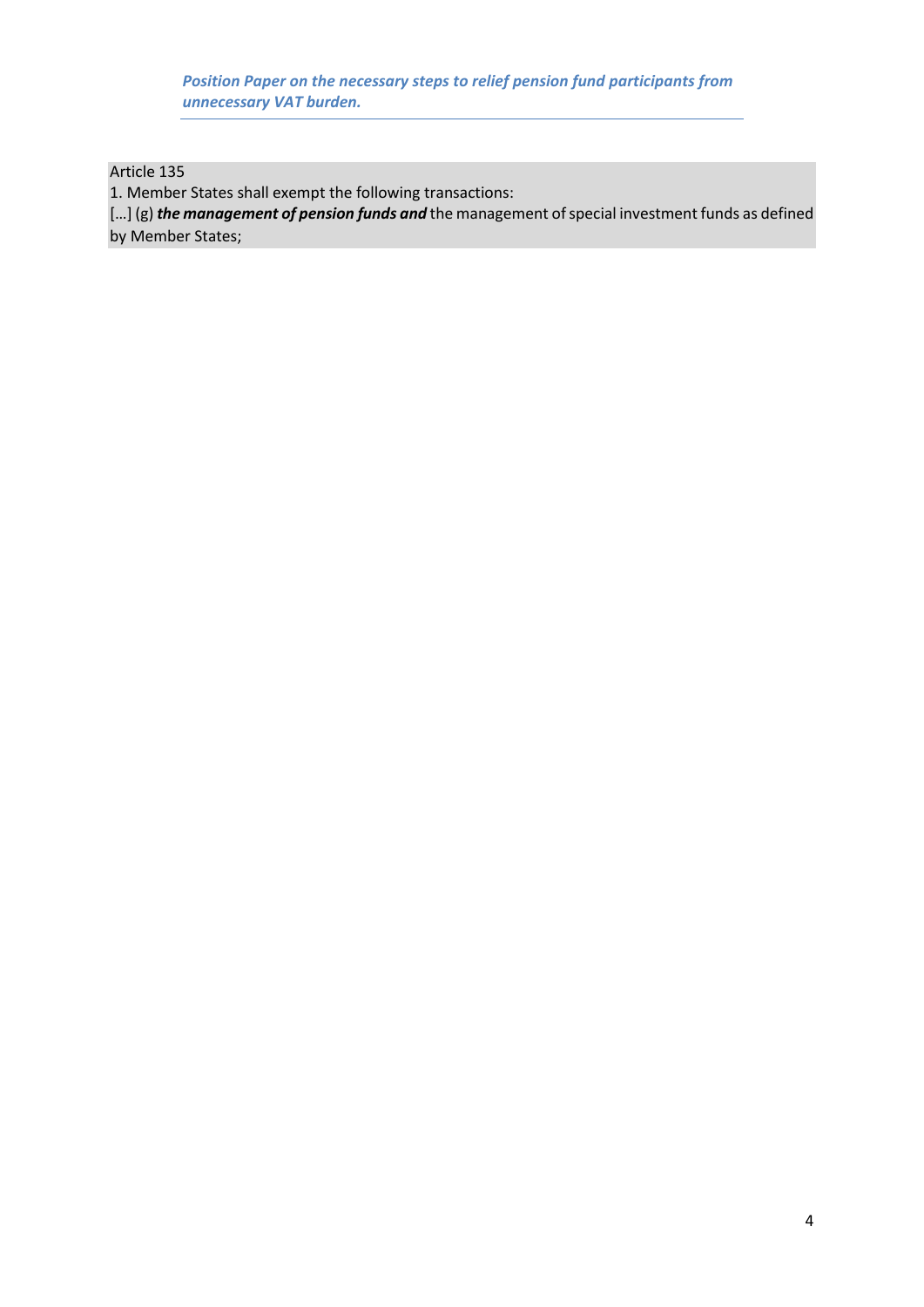Article 135

1. Member States shall exempt the following transactions:

[…] (g) ***the management of pension funds and*** the management of special investment funds as defined by Member States;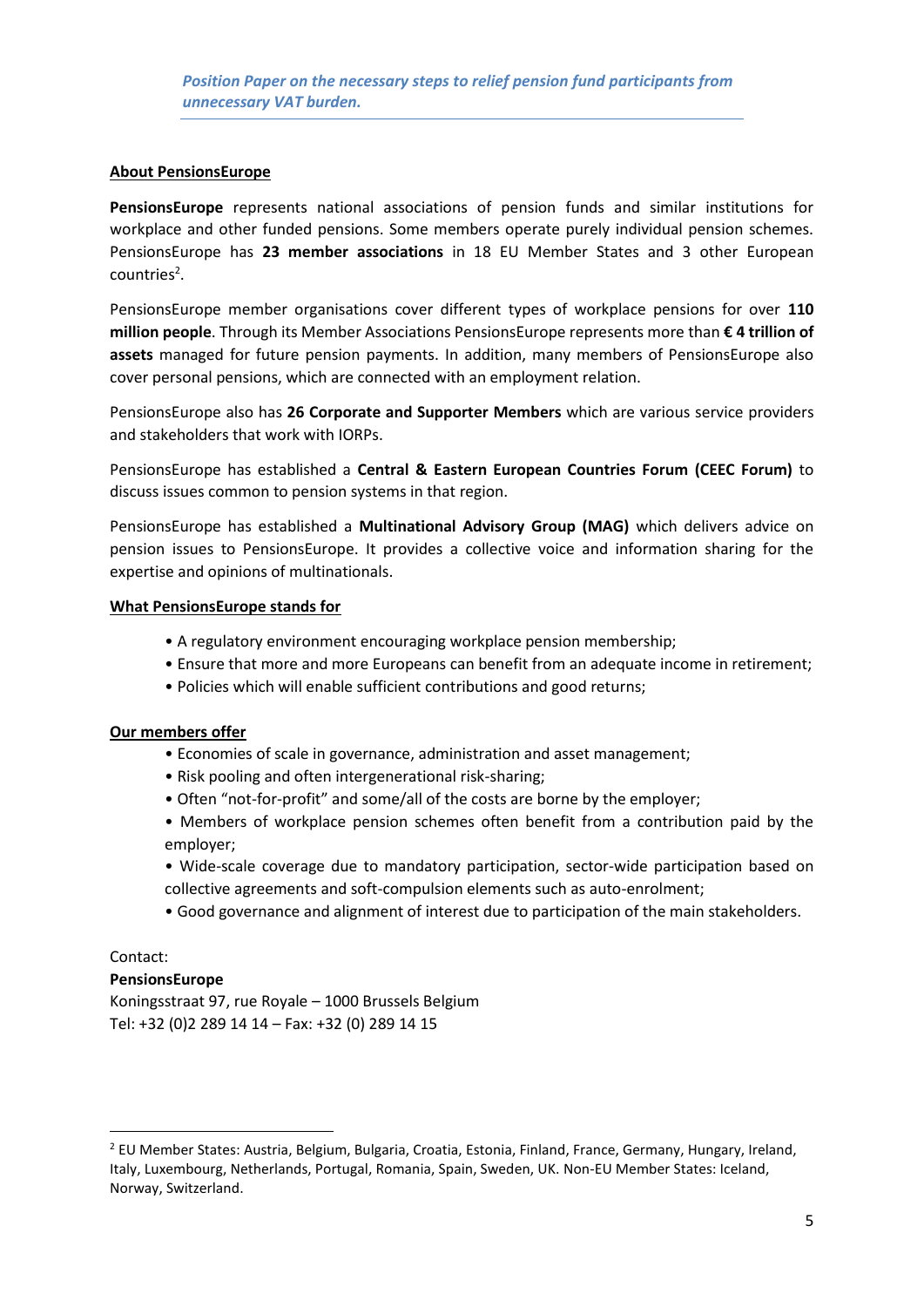## About PensionsEurope

**PensionsEurope** represents national associations of pension funds and similar institutions for workplace and other funded pensions. Some members operate purely individual pension schemes. PensionsEurope has **23 member associations** in 18 EU Member States and 3 other European countries[2].

PensionsEurope member organisations cover different types of workplace pensions for over **110 million people**. Through its Member Associations PensionsEurope represents more than **€ 4 trillion of assets** managed for future pension payments. In addition, many members of PensionsEurope also cover personal pensions, which are connected with an employment relation.

PensionsEurope also has **26 Corporate and Supporter Members** which are various service providers and stakeholders that work with IORPs.

PensionsEurope has established a **Central & Eastern European Countries Forum (CEEC Forum)** to discuss issues common to pension systems in that region.

PensionsEurope has established a **Multinational Advisory Group (MAG)** which delivers advice on pension issues to PensionsEurope. It provides a collective voice and information sharing for the expertise and opinions of multinationals.

## What PensionsEurope stands for

- A regulatory environment encouraging workplace pension membership;
- Ensure that more and more Europeans can benefit from an adequate income in retirement;
- Policies which will enable sufficient contributions and good returns;

## Our members offer

- Economies of scale in governance, administration and asset management;
- Risk pooling and often intergenerational risk-sharing;
- Often "not-for-profit" and some/all of the costs are borne by the employer;
- Members of workplace pension schemes often benefit from a contribution paid by the employer;
- Wide-scale coverage due to mandatory participation, sector-wide participation based on collective agreements and soft-compulsion elements such as auto-enrolment;
- Good governance and alignment of interest due to participation of the main stakeholders.

Contact:
**PensionsEurope**
Koningsstraat 97, rue Royale – 1000 Brussels Belgium
Tel: +32 (0)2 289 14 14 – Fax: +32 (0) 289 14 15

---

[2] EU Member States: Austria, Belgium, Bulgaria, Croatia, Estonia, Finland, France, Germany, Hungary, Ireland, Italy, Luxembourg, Netherlands, Portugal, Romania, Spain, Sweden, UK. Non-EU Member States: Iceland, Norway, Switzerland.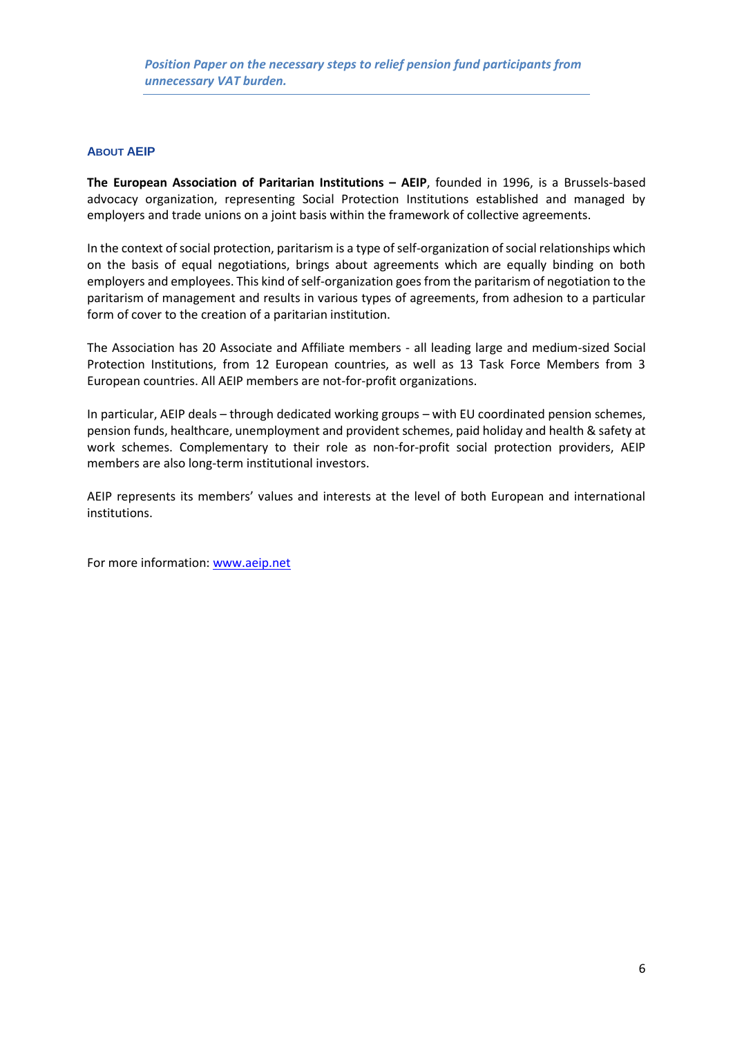## About AEIP

**The European Association of Paritarian Institutions – AEIP**, founded in 1996, is a Brussels-based advocacy organization, representing Social Protection Institutions established and managed by employers and trade unions on a joint basis within the framework of collective agreements.

In the context of social protection, paritarism is a type of self-organization of social relationships which on the basis of equal negotiations, brings about agreements which are equally binding on both employers and employees. This kind of self-organization goes from the paritarism of negotiation to the paritarism of management and results in various types of agreements, from adhesion to a particular form of cover to the creation of a paritarian institution.

The Association has 20 Associate and Affiliate members - all leading large and medium-sized Social Protection Institutions, from 12 European countries, as well as 13 Task Force Members from 3 European countries. All AEIP members are not-for-profit organizations.

In particular, AEIP deals – through dedicated working groups – with EU coordinated pension schemes, pension funds, healthcare, unemployment and provident schemes, paid holiday and health & safety at work schemes. Complementary to their role as non-for-profit social protection providers, AEIP members are also long-term institutional investors.

AEIP represents its members' values and interests at the level of both European and international institutions.

For more information: [www.aeip.net](www.aeip.net)